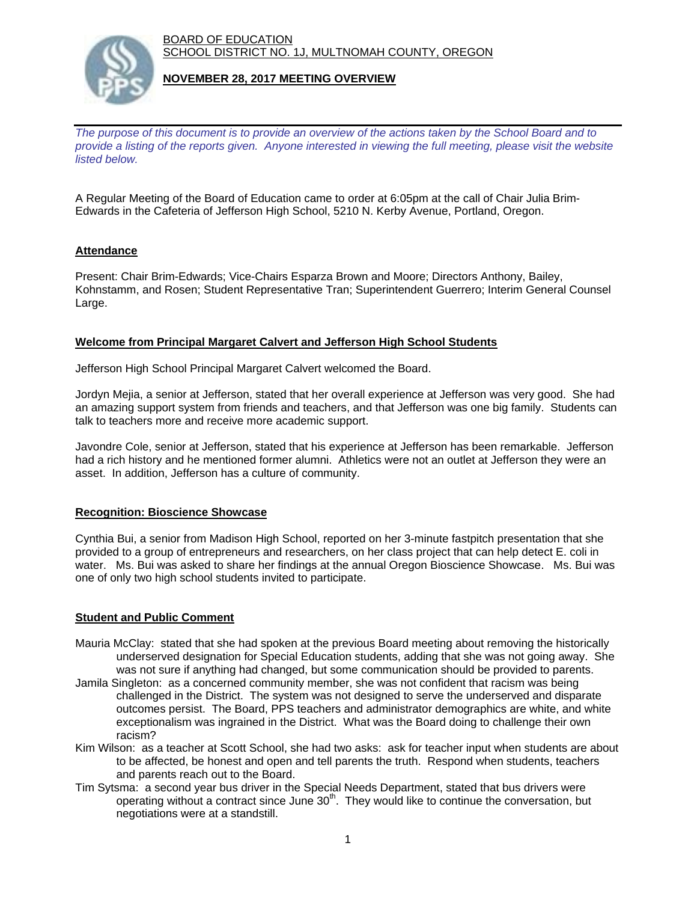BOARD OF EDUCATION
SCHOOL DISTRICT NO. 1J, MULTNOMAH COUNTY, OREGON

**NOVEMBER 28, 2017 MEETING OVERVIEW**

*The purpose of this document is to provide an overview of the actions taken by the School Board and to provide a listing of the reports given. Anyone interested in viewing the full meeting, please visit the website listed below.*

A Regular Meeting of the Board of Education came to order at 6:05pm at the call of Chair Julia Brim-Edwards in the Cafeteria of Jefferson High School, 5210 N. Kerby Avenue, Portland, Oregon.

## Attendance

Present: Chair Brim-Edwards; Vice-Chairs Esparza Brown and Moore; Directors Anthony, Bailey, Kohnstamm, and Rosen; Student Representative Tran; Superintendent Guerrero; Interim General Counsel Large.

## Welcome from Principal Margaret Calvert and Jefferson High School Students

Jefferson High School Principal Margaret Calvert welcomed the Board.

Jordyn Mejia, a senior at Jefferson, stated that her overall experience at Jefferson was very good. She had an amazing support system from friends and teachers, and that Jefferson was one big family. Students can talk to teachers more and receive more academic support.

Javondre Cole, senior at Jefferson, stated that his experience at Jefferson has been remarkable. Jefferson had a rich history and he mentioned former alumni. Athletics were not an outlet at Jefferson they were an asset. In addition, Jefferson has a culture of community.

## Recognition: Bioscience Showcase

Cynthia Bui, a senior from Madison High School, reported on her 3-minute fastpitch presentation that she provided to a group of entrepreneurs and researchers, on her class project that can help detect E. coli in water. Ms. Bui was asked to share her findings at the annual Oregon Bioscience Showcase. Ms. Bui was one of only two high school students invited to participate.

## Student and Public Comment

Mauria McClay: stated that she had spoken at the previous Board meeting about removing the historically underserved designation for Special Education students, adding that she was not going away. She was not sure if anything had changed, but some communication should be provided to parents.

Jamila Singleton: as a concerned community member, she was not confident that racism was being challenged in the District. The system was not designed to serve the underserved and disparate outcomes persist. The Board, PPS teachers and administrator demographics are white, and white exceptionalism was ingrained in the District. What was the Board doing to challenge their own racism?

Kim Wilson: as a teacher at Scott School, she had two asks: ask for teacher input when students are about to be affected, be honest and open and tell parents the truth. Respond when students, teachers and parents reach out to the Board.

Tim Sytsma: a second year bus driver in the Special Needs Department, stated that bus drivers were operating without a contract since June 30th. They would like to continue the conversation, but negotiations were at a standstill.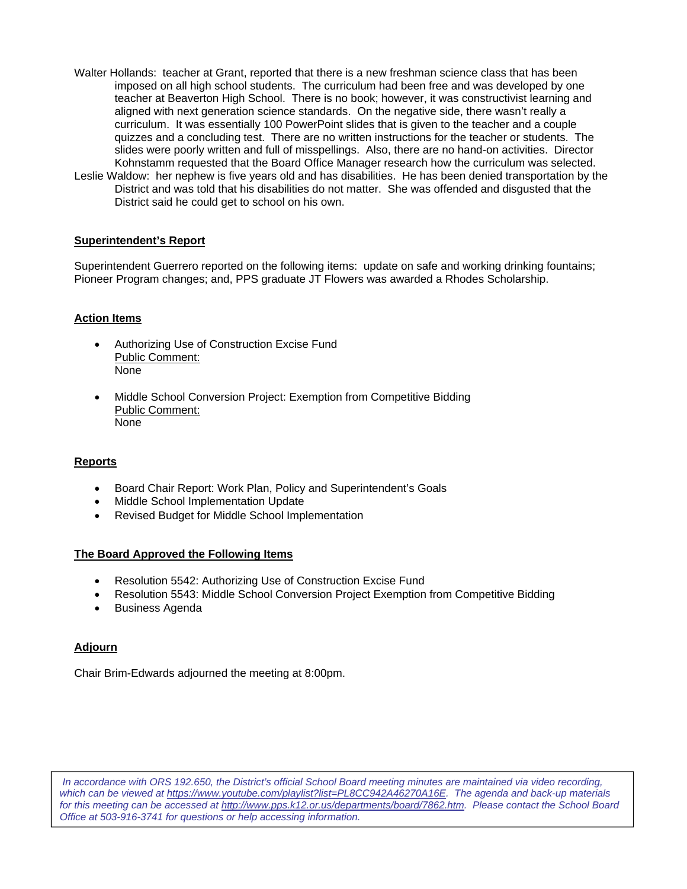Walter Hollands: teacher at Grant, reported that there is a new freshman science class that has been imposed on all high school students. The curriculum had been free and was developed by one teacher at Beaverton High School. There is no book; however, it was constructivist learning and aligned with next generation science standards. On the negative side, there wasn't really a curriculum. It was essentially 100 PowerPoint slides that is given to the teacher and a couple quizzes and a concluding test. There are no written instructions for the teacher or students. The slides were poorly written and full of misspellings. Also, there are no hand-on activities. Director Kohnstamm requested that the Board Office Manager research how the curriculum was selected.

Leslie Waldow: her nephew is five years old and has disabilities. He has been denied transportation by the District and was told that his disabilities do not matter. She was offended and disgusted that the District said he could get to school on his own.

## Superintendent's Report

Superintendent Guerrero reported on the following items: update on safe and working drinking fountains; Pioneer Program changes; and, PPS graduate JT Flowers was awarded a Rhodes Scholarship.

## Action Items

- Authorizing Use of Construction Excise Fund
  Public Comment:
  None

- Middle School Conversion Project: Exemption from Competitive Bidding
  Public Comment:
  None

## Reports

- Board Chair Report: Work Plan, Policy and Superintendent's Goals
- Middle School Implementation Update
- Revised Budget for Middle School Implementation

## The Board Approved the Following Items

- Resolution 5542: Authorizing Use of Construction Excise Fund
- Resolution 5543: Middle School Conversion Project Exemption from Competitive Bidding
- Business Agenda

## Adjourn

Chair Brim-Edwards adjourned the meeting at 8:00pm.

*In accordance with ORS 192.650, the District's official School Board meeting minutes are maintained via video recording, which can be viewed at https://www.youtube.com/playlist?list=PL8CC942A46270A16E. The agenda and back-up materials for this meeting can be accessed at http://www.pps.k12.or.us/departments/board/7862.htm. Please contact the School Board Office at 503-916-3741 for questions or help accessing information.*